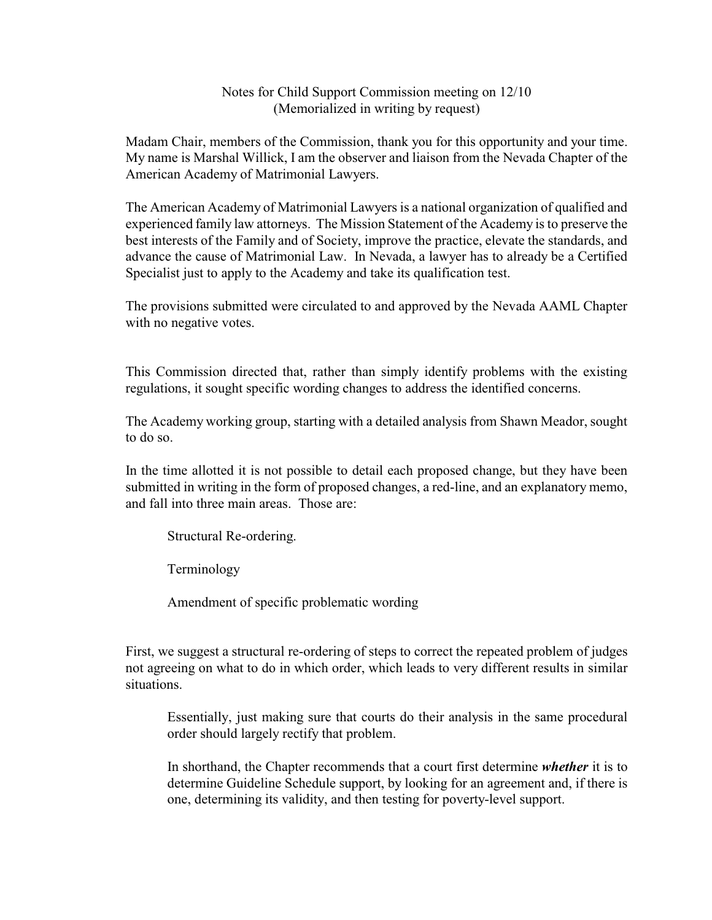Notes for Child Support Commission meeting on 12/10
(Memorialized in writing by request)

Madam Chair, members of the Commission, thank you for this opportunity and your time. My name is Marshal Willick, I am the observer and liaison from the Nevada Chapter of the American Academy of Matrimonial Lawyers.

The American Academy of Matrimonial Lawyers is a national organization of qualified and experienced family law attorneys. The Mission Statement of the Academy is to preserve the best interests of the Family and of Society, improve the practice, elevate the standards, and advance the cause of Matrimonial Law. In Nevada, a lawyer has to already be a Certified Specialist just to apply to the Academy and take its qualification test.

The provisions submitted were circulated to and approved by the Nevada AAML Chapter with no negative votes.

This Commission directed that, rather than simply identify problems with the existing regulations, it sought specific wording changes to address the identified concerns.

The Academy working group, starting with a detailed analysis from Shawn Meador, sought to do so.

In the time allotted it is not possible to detail each proposed change, but they have been submitted in writing in the form of proposed changes, a red-line, and an explanatory memo, and fall into three main areas. Those are:

> Structural Re-ordering.
>
> Terminology
>
> Amendment of specific problematic wording

First, we suggest a structural re-ordering of steps to correct the repeated problem of judges not agreeing on what to do in which order, which leads to very different results in similar situations.

> Essentially, just making sure that courts do their analysis in the same procedural order should largely rectify that problem.
>
> In shorthand, the Chapter recommends that a court first determine ***whether*** it is to determine Guideline Schedule support, by looking for an agreement and, if there is one, determining its validity, and then testing for poverty-level support.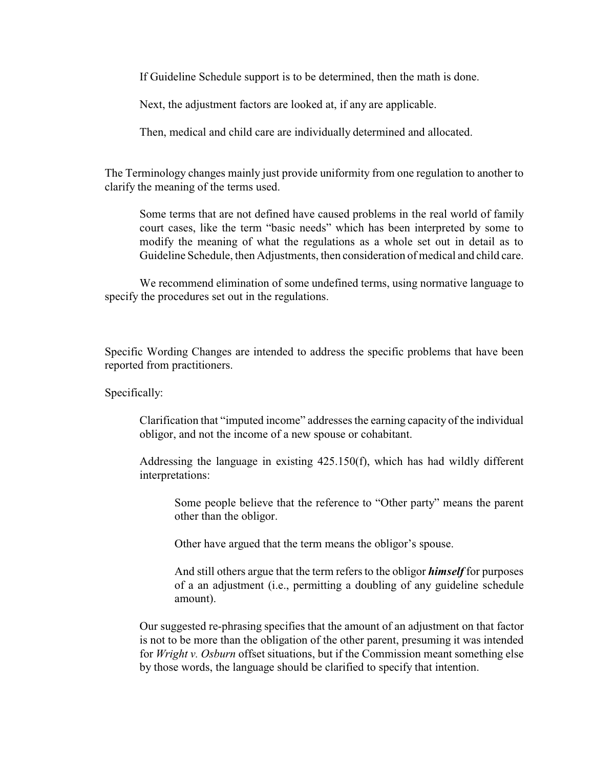If Guideline Schedule support is to be determined, then the math is done.

Next, the adjustment factors are looked at, if any are applicable.

Then, medical and child care are individually determined and allocated.

The Terminology changes mainly just provide uniformity from one regulation to another to clarify the meaning of the terms used.

Some terms that are not defined have caused problems in the real world of family court cases, like the term "basic needs" which has been interpreted by some to modify the meaning of what the regulations as a whole set out in detail as to Guideline Schedule, then Adjustments, then consideration of medical and child care.

We recommend elimination of some undefined terms, using normative language to specify the procedures set out in the regulations.

Specific Wording Changes are intended to address the specific problems that have been reported from practitioners.

Specifically:

Clarification that "imputed income" addresses the earning capacity of the individual obligor, and not the income of a new spouse or cohabitant.

Addressing the language in existing 425.150(f), which has had wildly different interpretations:

Some people believe that the reference to "Other party" means the parent other than the obligor.

Other have argued that the term means the obligor's spouse.

And still others argue that the term refers to the obligor ***himself*** for purposes of a an adjustment (i.e., permitting a doubling of any guideline schedule amount).

Our suggested re-phrasing specifies that the amount of an adjustment on that factor is not to be more than the obligation of the other parent, presuming it was intended for *Wright v. Osburn* offset situations, but if the Commission meant something else by those words, the language should be clarified to specify that intention.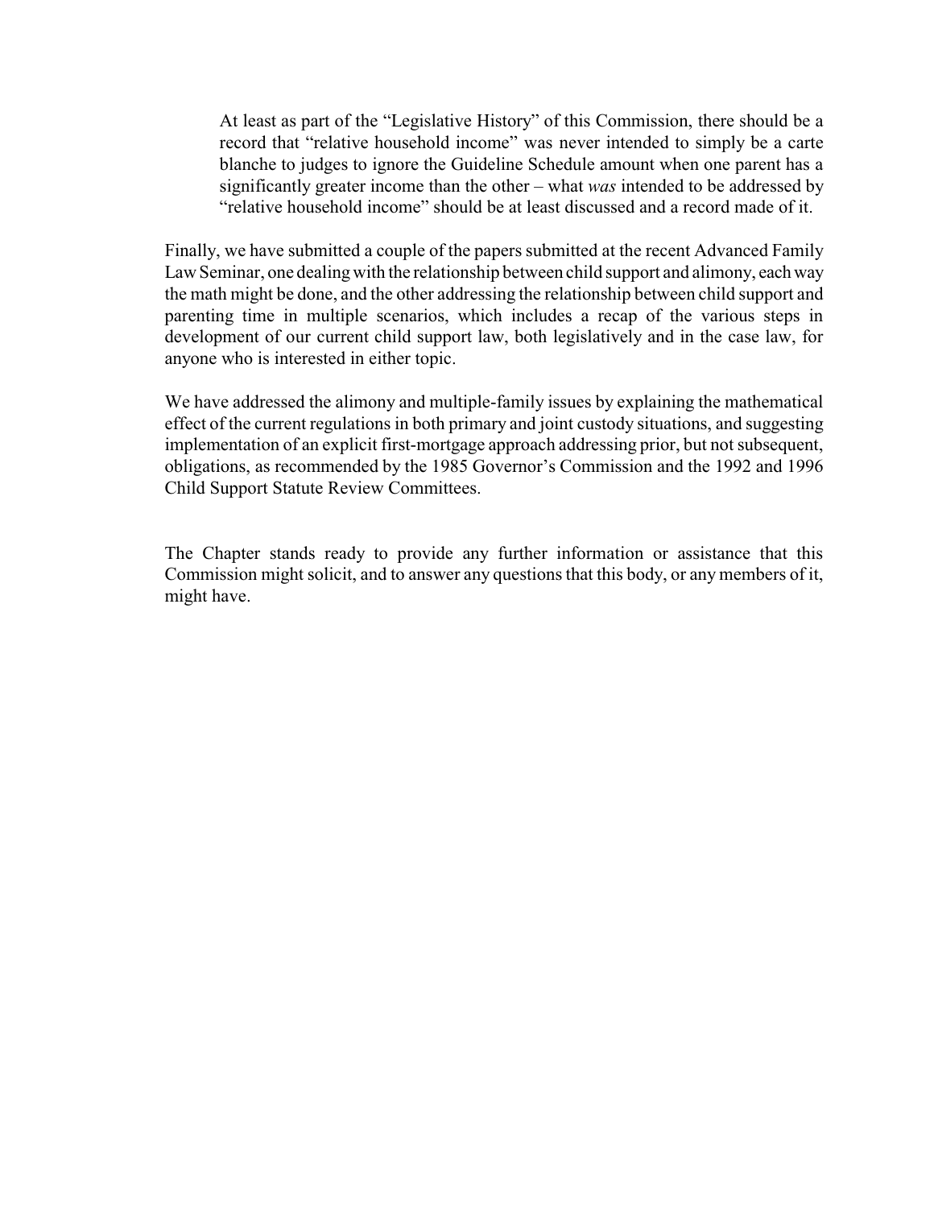> At least as part of the "Legislative History" of this Commission, there should be a record that "relative household income" was never intended to simply be a carte blanche to judges to ignore the Guideline Schedule amount when one parent has a significantly greater income than the other – what *was* intended to be addressed by "relative household income" should be at least discussed and a record made of it.

Finally, we have submitted a couple of the papers submitted at the recent Advanced Family Law Seminar, one dealing with the relationship between child support and alimony, each way the math might be done, and the other addressing the relationship between child support and parenting time in multiple scenarios, which includes a recap of the various steps in development of our current child support law, both legislatively and in the case law, for anyone who is interested in either topic.

We have addressed the alimony and multiple-family issues by explaining the mathematical effect of the current regulations in both primary and joint custody situations, and suggesting implementation of an explicit first-mortgage approach addressing prior, but not subsequent, obligations, as recommended by the 1985 Governor's Commission and the 1992 and 1996 Child Support Statute Review Committees.

The Chapter stands ready to provide any further information or assistance that this Commission might solicit, and to answer any questions that this body, or any members of it, might have.